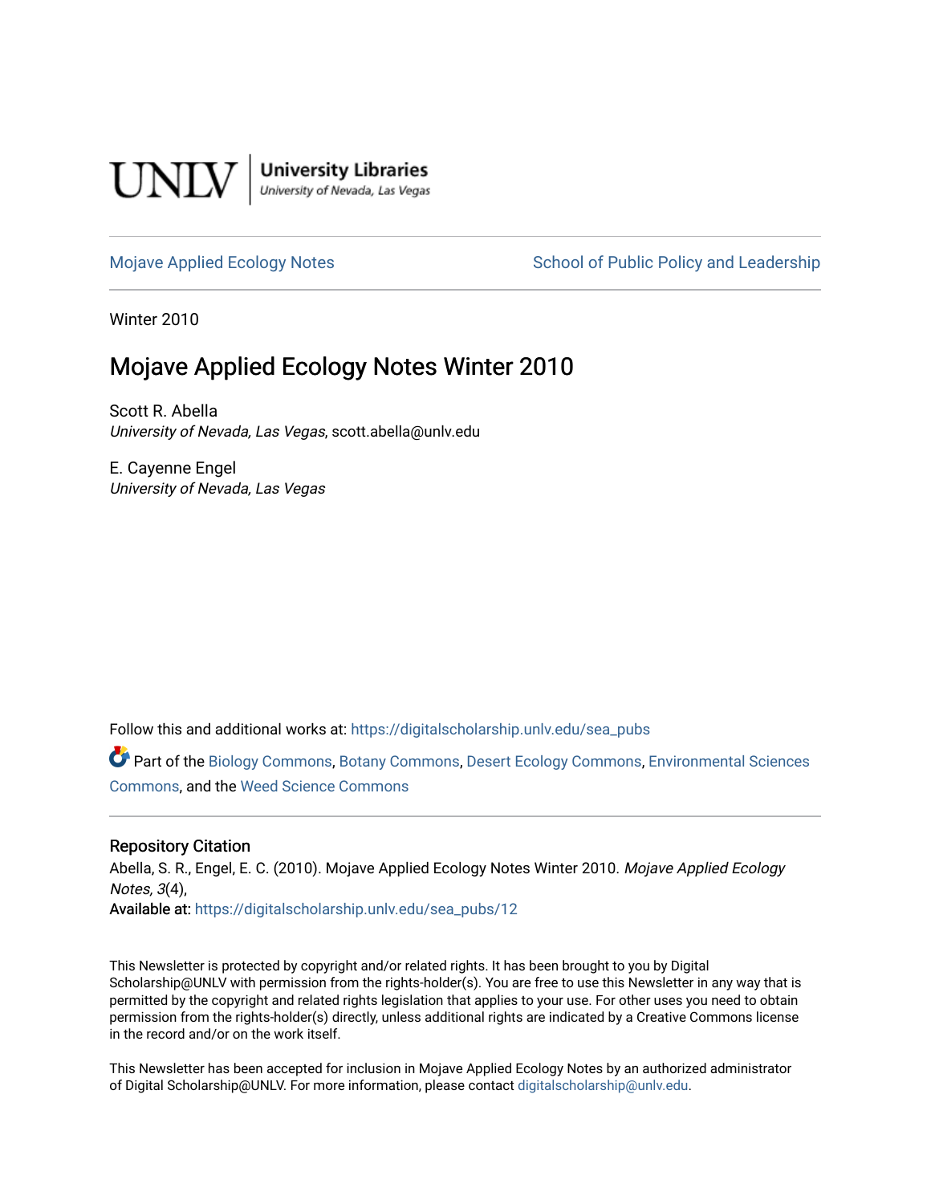UNLV | University Libraries
University of Nevada, Las Vegas

Mojave Applied Ecology Notes | School of Public Policy and Leadership

Winter 2010

# Mojave Applied Ecology Notes Winter 2010

Scott R. Abella
*University of Nevada, Las Vegas*, scott.abella@unlv.edu

E. Cayenne Engel
*University of Nevada, Las Vegas*

Follow this and additional works at: https://digitalscholarship.unlv.edu/sea_pubs

Part of the Biology Commons, Botany Commons, Desert Ecology Commons, Environmental Sciences Commons, and the Weed Science Commons

## Repository Citation

Abella, S. R., Engel, E. C. (2010). Mojave Applied Ecology Notes Winter 2010. *Mojave Applied Ecology Notes, 3*(4),
Available at: https://digitalscholarship.unlv.edu/sea_pubs/12

This Newsletter is protected by copyright and/or related rights. It has been brought to you by Digital Scholarship@UNLV with permission from the rights-holder(s). You are free to use this Newsletter in any way that is permitted by the copyright and related rights legislation that applies to your use. For other uses you need to obtain permission from the rights-holder(s) directly, unless additional rights are indicated by a Creative Commons license in the record and/or on the work itself.

This Newsletter has been accepted for inclusion in Mojave Applied Ecology Notes by an authorized administrator of Digital Scholarship@UNLV. For more information, please contact digitalscholarship@unlv.edu.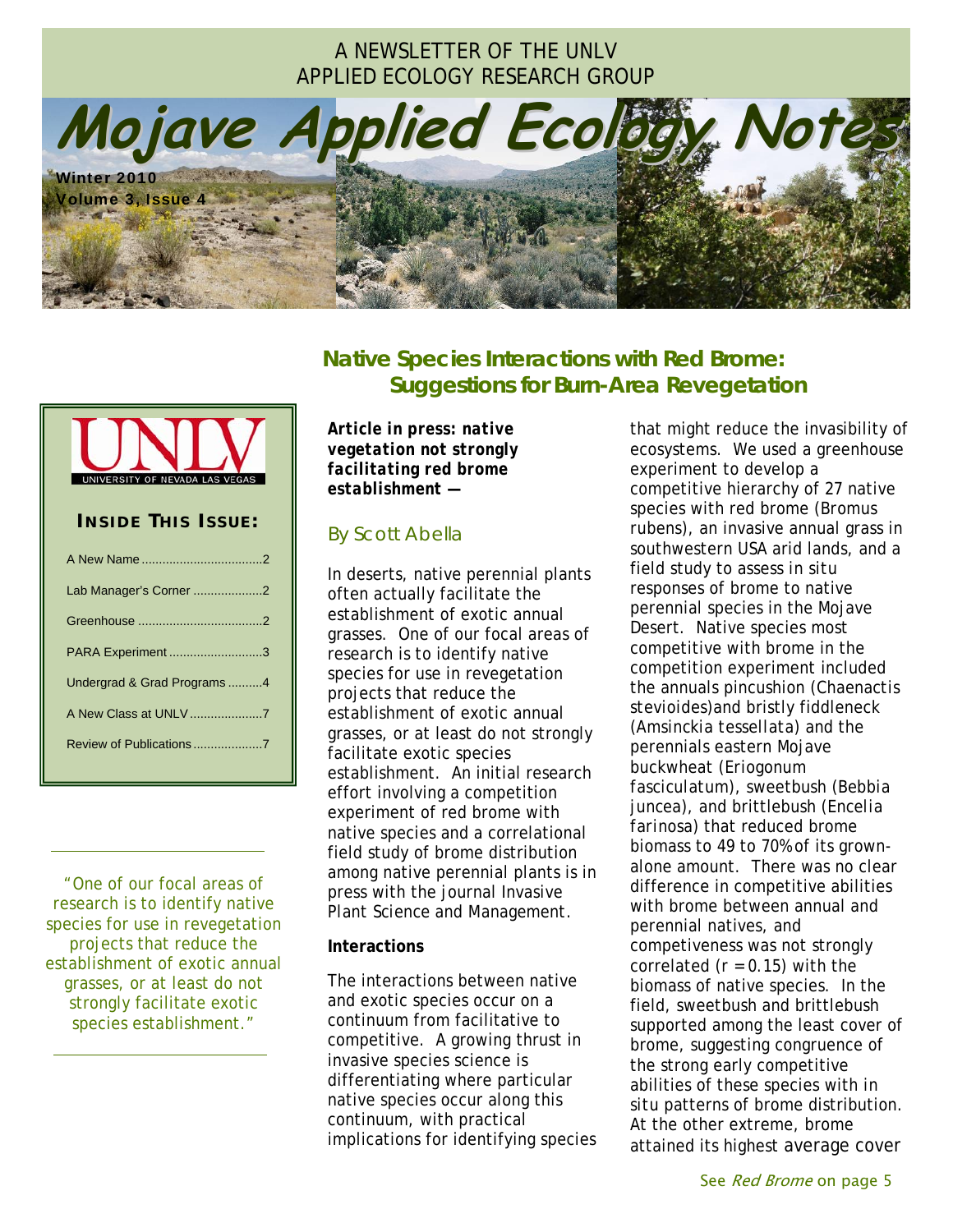A NEWSLETTER OF THE UNLV APPLIED ECOLOGY RESEARCH GROUP

# Mojave Applied Ecology Notes

Winter 2010
Volume 3, Issue 4

**INSIDE THIS ISSUE:**

| | |
|---|---|
| A New Name | 2 |
| Lab Manager's Corner | 2 |
| Greenhouse | 2 |
| PARA Experiment | 3 |
| Undergrad & Grad Programs | 4 |
| A New Class at UNLV | 7 |
| Review of Publications | 7 |

"One of our focal areas of research is to identify native species for use in revegetation projects that reduce the establishment of exotic annual grasses, or at least do not strongly facilitate exotic species establishment."

## Native Species Interactions with Red Brome: Suggestions for Burn-Area Revegetation

***Article in press: native vegetation not strongly facilitating red brome establishment —***

By Scott Abella

In deserts, native perennial plants often actually facilitate the establishment of exotic annual grasses. One of our focal areas of research is to identify native species for use in revegetation projects that reduce the establishment of exotic annual grasses, or at least do not strongly facilitate exotic species establishment. An initial research effort involving a competition experiment of red brome with native species and a correlational field study of brome distribution among native perennial plants is in press with the journal Invasive Plant Science and Management.

**Interactions**

The interactions between native and exotic species occur on a continuum from facilitative to competitive. A growing thrust in invasive species science is differentiating where particular native species occur along this continuum, with practical implications for identifying species that might reduce the invasibility of ecosystems. We used a greenhouse experiment to develop a competitive hierarchy of 27 native species with red brome (Bromus rubens), an invasive annual grass in southwestern USA arid lands, and a field study to assess in situ responses of brome to native perennial species in the Mojave Desert. Native species most competitive with brome in the competition experiment included the annuals pincushion (Chaenactis stevioides)and bristly fiddleneck (Amsinckia tessellata) and the perennials eastern Mojave buckwheat (Eriogonum fasciculatum), sweetbush (Bebbia juncea), and brittlebush (Encelia farinosa) that reduced brome biomass to 49 to 70% of its grown-alone amount. There was no clear difference in competitive abilities with brome between annual and perennial natives, and competiveness was not strongly correlated ($r = 0.15$) with the biomass of native species. In the field, sweetbush and brittlebush supported among the least cover of brome, suggesting congruence of the strong early competitive abilities of these species with in situ patterns of brome distribution. At the other extreme, brome attained its highest average cover

See *Red Brome* on page 5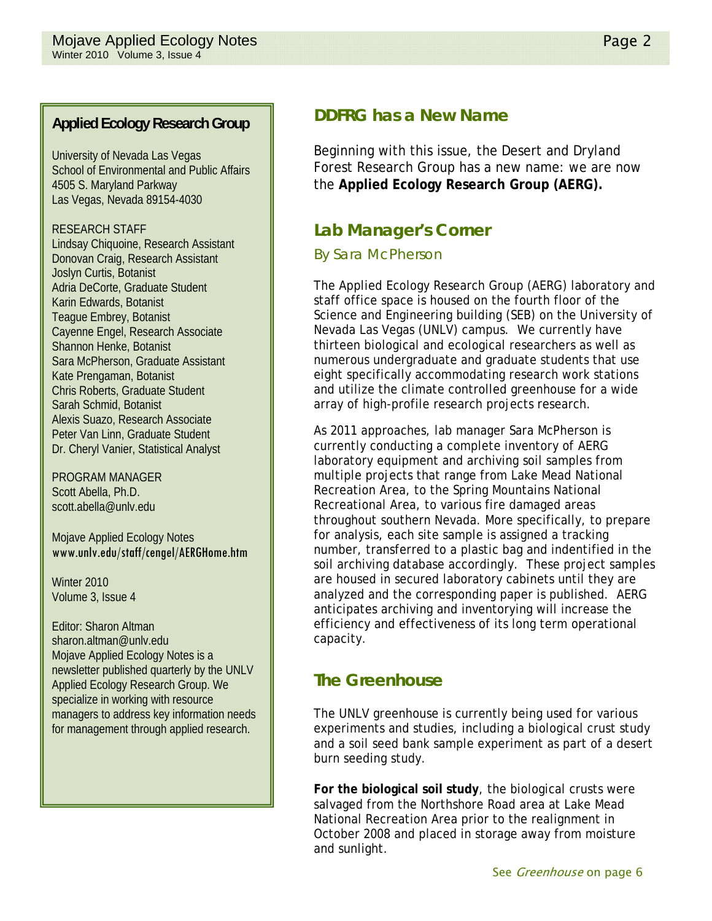## Applied Ecology Research Group

University of Nevada Las Vegas
School of Environmental and Public Affairs
4505 S. Maryland Parkway
Las Vegas, Nevada 89154-4030

RESEARCH STAFF
Lindsay Chiquoine, Research Assistant
Donovan Craig, Research Assistant
Joslyn Curtis, Botanist
Adria DeCorte, Graduate Student
Karin Edwards, Botanist
Teague Embrey, Botanist
Cayenne Engel, Research Associate
Shannon Henke, Botanist
Sara McPherson, Graduate Assistant
Kate Prengaman, Botanist
Chris Roberts, Graduate Student
Sarah Schmid, Botanist
Alexis Suazo, Research Associate
Peter Van Linn, Graduate Student
Dr. Cheryl Vanier, Statistical Analyst

PROGRAM MANAGER
Scott Abella, Ph.D.
scott.abella@unlv.edu

Mojave Applied Ecology Notes
www.unlv.edu/staff/cengel/AERGHome.htm

Winter 2010
Volume 3, Issue 4

Editor: Sharon Altman
sharon.altman@unlv.edu
Mojave Applied Ecology Notes is a newsletter published quarterly by the UNLV Applied Ecology Research Group. We specialize in working with resource managers to address key information needs for management through applied research.

## DDFRG has a New Name

Beginning with this issue, the Desert and Dryland Forest Research Group has a new name: we are now the **Applied Ecology Research Group (AERG).**

## Lab Manager's Corner

*By Sara McPherson*

The Applied Ecology Research Group (AERG) laboratory and staff office space is housed on the fourth floor of the Science and Engineering building (SEB) on the University of Nevada Las Vegas (UNLV) campus. We currently have thirteen biological and ecological researchers as well as numerous undergraduate and graduate students that use eight specifically accommodating research work stations and utilize the climate controlled greenhouse for a wide array of high-profile research projects research.

As 2011 approaches, lab manager Sara McPherson is currently conducting a complete inventory of AERG laboratory equipment and archiving soil samples from multiple projects that range from Lake Mead National Recreation Area, to the Spring Mountains National Recreational Area, to various fire damaged areas throughout southern Nevada. More specifically, to prepare for analysis, each site sample is assigned a tracking number, transferred to a plastic bag and indentified in the soil archiving database accordingly. These project samples are housed in secured laboratory cabinets until they are analyzed and the corresponding paper is published. AERG anticipates archiving and inventorying will increase the efficiency and effectiveness of its long term operational capacity.

## The Greenhouse

The UNLV greenhouse is currently being used for various experiments and studies, including a biological crust study and a soil seed bank sample experiment as part of a desert burn seeding study.

**For the biological soil study**, the biological crusts were salvaged from the Northshore Road area at Lake Mead National Recreation Area prior to the realignment in October 2008 and placed in storage away from moisture and sunlight.

See *Greenhouse* on page 6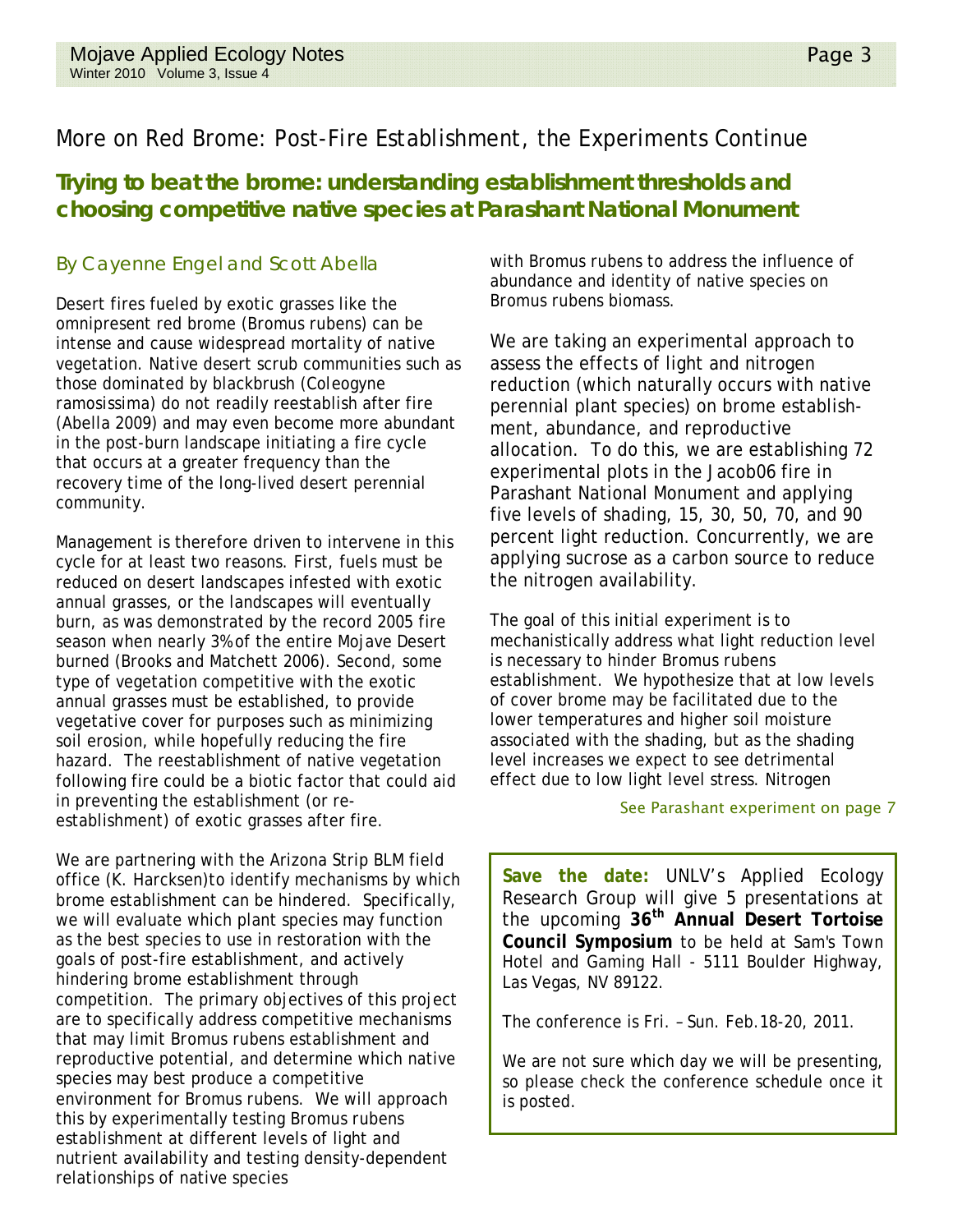# More on Red Brome: Post-Fire Establishment, the Experiments Continue

## Trying to beat the brome: understanding establishment thresholds and choosing competitive native species at Parashant National Monument

### By Cayenne Engel and Scott Abella

Desert fires fueled by exotic grasses like the omnipresent red brome (Bromus rubens) can be intense and cause widespread mortality of native vegetation. Native desert scrub communities such as those dominated by blackbrush (Coleogyne ramosissima) do not readily reestablish after fire (Abella 2009) and may even become more abundant in the post-burn landscape initiating a fire cycle that occurs at a greater frequency than the recovery time of the long-lived desert perennial community.

Management is therefore driven to intervene in this cycle for at least two reasons. First, fuels must be reduced on desert landscapes infested with exotic annual grasses, or the landscapes will eventually burn, as was demonstrated by the record 2005 fire season when nearly 3% of the entire Mojave Desert burned (Brooks and Matchett 2006). Second, some type of vegetation competitive with the exotic annual grasses must be established, to provide vegetative cover for purposes such as minimizing soil erosion, while hopefully reducing the fire hazard. The reestablishment of native vegetation following fire could be a biotic factor that could aid in preventing the establishment (or re-establishment) of exotic grasses after fire.

We are partnering with the Arizona Strip BLM field office (K. Harcksen)to identify mechanisms by which brome establishment can be hindered. Specifically, we will evaluate which plant species may function as the best species to use in restoration with the goals of post-fire establishment, and actively hindering brome establishment through competition. The primary objectives of this project are to specifically address competitive mechanisms that may limit Bromus rubens establishment and reproductive potential, and determine which native species may best produce a competitive environment for Bromus rubens. We will approach this by experimentally testing Bromus rubens establishment at different levels of light and nutrient availability and testing density-dependent relationships of native species with Bromus rubens to address the influence of abundance and identity of native species on Bromus rubens biomass.

We are taking an experimental approach to assess the effects of light and nitrogen reduction (which naturally occurs with native perennial plant species) on brome establishment, abundance, and reproductive allocation. To do this, we are establishing 72 experimental plots in the Jacob06 fire in Parashant National Monument and applying five levels of shading, 15, 30, 50, 70, and 90 percent light reduction. Concurrently, we are applying sucrose as a carbon source to reduce the nitrogen availability.

The goal of this initial experiment is to mechanistically address what light reduction level is necessary to hinder Bromus rubens establishment. We hypothesize that at low levels of cover brome may be facilitated due to the lower temperatures and higher soil moisture associated with the shading, but as the shading level increases we expect to see detrimental effect due to low light level stress. Nitrogen

See Parashant experiment on page 7

---

**Save the date:** UNLV's Applied Ecology Research Group will give 5 presentations at the upcoming **36th Annual Desert Tortoise Council Symposium** to be held at Sam's Town Hotel and Gaming Hall - 5111 Boulder Highway, Las Vegas, NV 89122.

The conference is Fri. – Sun. Feb.18-20, 2011.

We are not sure which day we will be presenting, so please check the conference schedule once it is posted.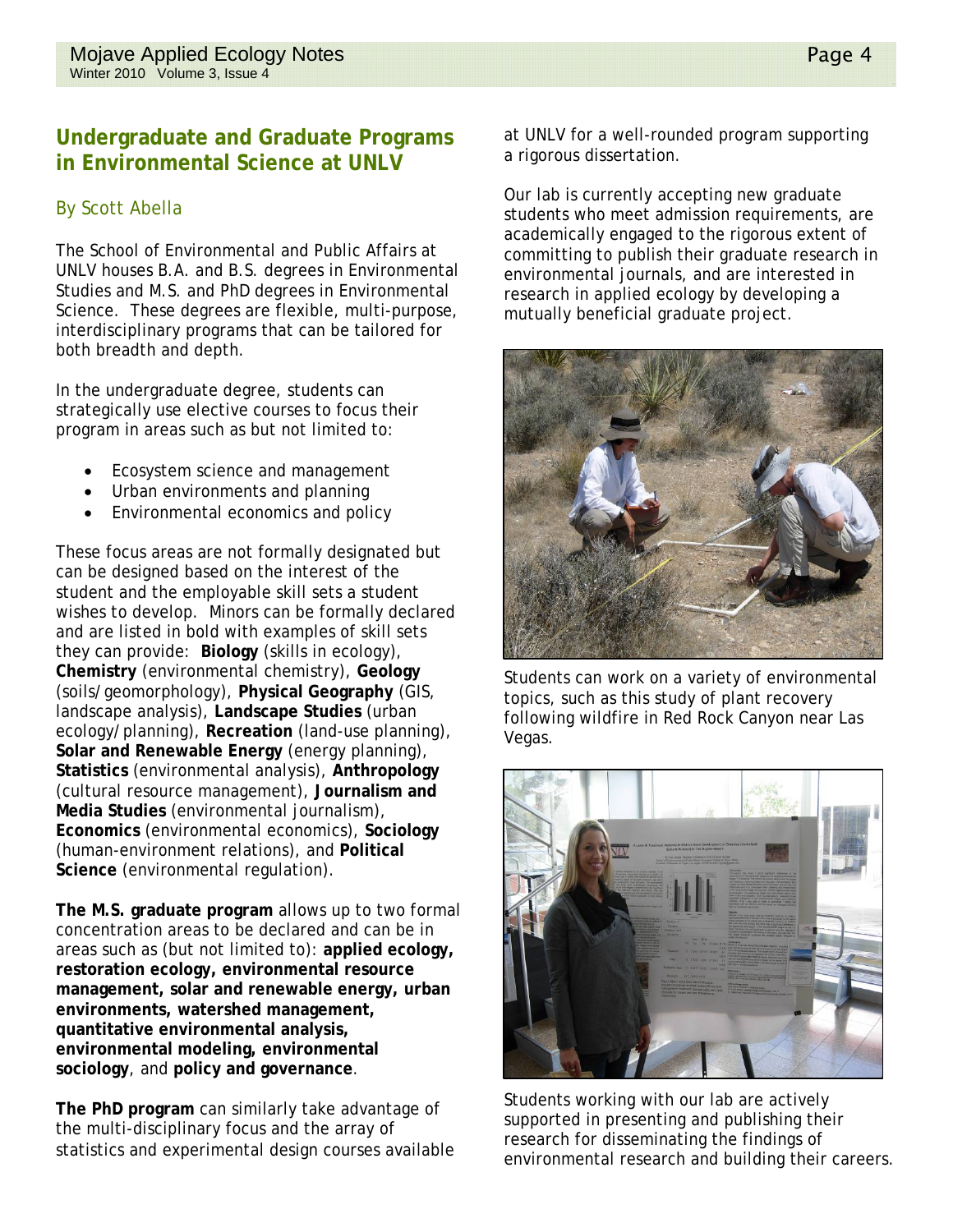## Undergraduate and Graduate Programs in Environmental Science at UNLV

By Scott Abella

The School of Environmental and Public Affairs at UNLV houses B.A. and B.S. degrees in Environmental Studies and M.S. and PhD degrees in Environmental Science. These degrees are flexible, multi-purpose, interdisciplinary programs that can be tailored for both breadth and depth.

In the undergraduate degree, students can strategically use elective courses to focus their program in areas such as but not limited to:

- Ecosystem science and management
- Urban environments and planning
- Environmental economics and policy

These focus areas are not formally designated but can be designed based on the interest of the student and the employable skill sets a student wishes to develop. Minors can be formally declared and are listed in bold with examples of skill sets they can provide: **Biology** (skills in ecology), **Chemistry** (environmental chemistry), **Geology** (soils/geomorphology), **Physical Geography** (GIS, landscape analysis), **Landscape Studies** (urban ecology/planning), **Recreation** (land-use planning), **Solar and Renewable Energy** (energy planning), **Statistics** (environmental analysis), **Anthropology** (cultural resource management), **Journalism and Media Studies** (environmental journalism), **Economics** (environmental economics), **Sociology** (human-environment relations), and **Political Science** (environmental regulation).

**The M.S. graduate program** allows up to two formal concentration areas to be declared and can be in areas such as (but not limited to): **applied ecology, restoration ecology, environmental resource management, solar and renewable energy, urban environments, watershed management, quantitative environmental analysis, environmental modeling, environmental sociology**, and **policy and governance**.

**The PhD program** can similarly take advantage of the multi-disciplinary focus and the array of statistics and experimental design courses available at UNLV for a well-rounded program supporting a rigorous dissertation.

Our lab is currently accepting new graduate students who meet admission requirements, are academically engaged to the rigorous extent of committing to publish their graduate research in environmental journals, and are interested in research in applied ecology by developing a mutually beneficial graduate project.

Students can work on a variety of environmental topics, such as this study of plant recovery following wildfire in Red Rock Canyon near Las Vegas.

Students working with our lab are actively supported in presenting and publishing their research for disseminating the findings of environmental research and building their careers.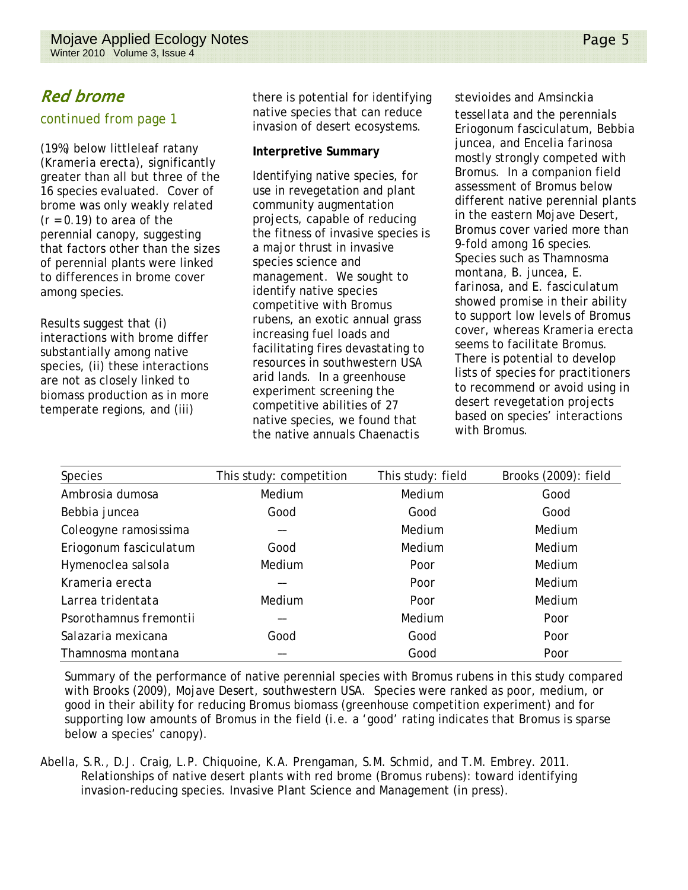## *Red brome*

continued from page 1

(19%) below littleleaf ratany (*Krameria erecta*), significantly greater than all but three of the 16 species evaluated. Cover of brome was only weakly related ($r = 0.19$) to area of the perennial canopy, suggesting that factors other than the sizes of perennial plants were linked to differences in brome cover among species.

Results suggest that (i) interactions with brome differ substantially among native species, (ii) these interactions are not as closely linked to biomass production as in more temperate regions, and (iii) there is potential for identifying native species that can reduce invasion of desert ecosystems.

**Interpretive Summary**

Identifying native species, for use in revegetation and plant community augmentation projects, capable of reducing the fitness of invasive species is a major thrust in invasive species science and management. We sought to identify native species competitive with Bromus rubens, an exotic annual grass increasing fuel loads and facilitating fires devastating to resources in southwestern USA arid lands. In a greenhouse experiment screening the competitive abilities of 27 native species, we found that the native annuals Chaenactis stevioides and Amsinckia tessellata and the perennials Eriogonum fasciculatum, Bebbia juncea, and Encelia farinosa mostly strongly competed with Bromus. In a companion field assessment of Bromus below different native perennial plants in the eastern Mojave Desert, Bromus cover varied more than 9-fold among 16 species. Species such as Thamnosma montana, B. juncea, E. farinosa, and E. fasciculatum showed promise in their ability to support low levels of Bromus cover, whereas Krameria erecta seems to facilitate Bromus. There is potential to develop lists of species for practitioners to recommend or avoid using in desert revegetation projects based on species' interactions with Bromus.

| Species | This study: competition | This study: field | Brooks (2009): field |
|---|---|---|---|
| Ambrosia dumosa | Medium | Medium | Good |
| Bebbia juncea | Good | Good | Good |
| Coleogyne ramosissima | — | Medium | Medium |
| Eriogonum fasciculatum | Good | Medium | Medium |
| Hymenoclea salsola | Medium | Poor | Medium |
| Krameria erecta | — | Poor | Medium |
| Larrea tridentata | Medium | Poor | Medium |
| Psorothamnus fremontii | — | Medium | Poor |
| Salazaria mexicana | Good | Good | Poor |
| Thamnosma montana | — | Good | Poor |

Summary of the performance of native perennial species with Bromus rubens in this study compared with Brooks (2009), Mojave Desert, southwestern USA. Species were ranked as poor, medium, or good in their ability for reducing Bromus biomass (greenhouse competition experiment) and for supporting low amounts of Bromus in the field (i.e. a 'good' rating indicates that Bromus is sparse below a species' canopy).

Abella, S.R., D.J. Craig, L.P. Chiquoine, K.A. Prengaman, S.M. Schmid, and T.M. Embrey. 2011. Relationships of native desert plants with red brome (Bromus rubens): toward identifying invasion-reducing species. Invasive Plant Science and Management (in press).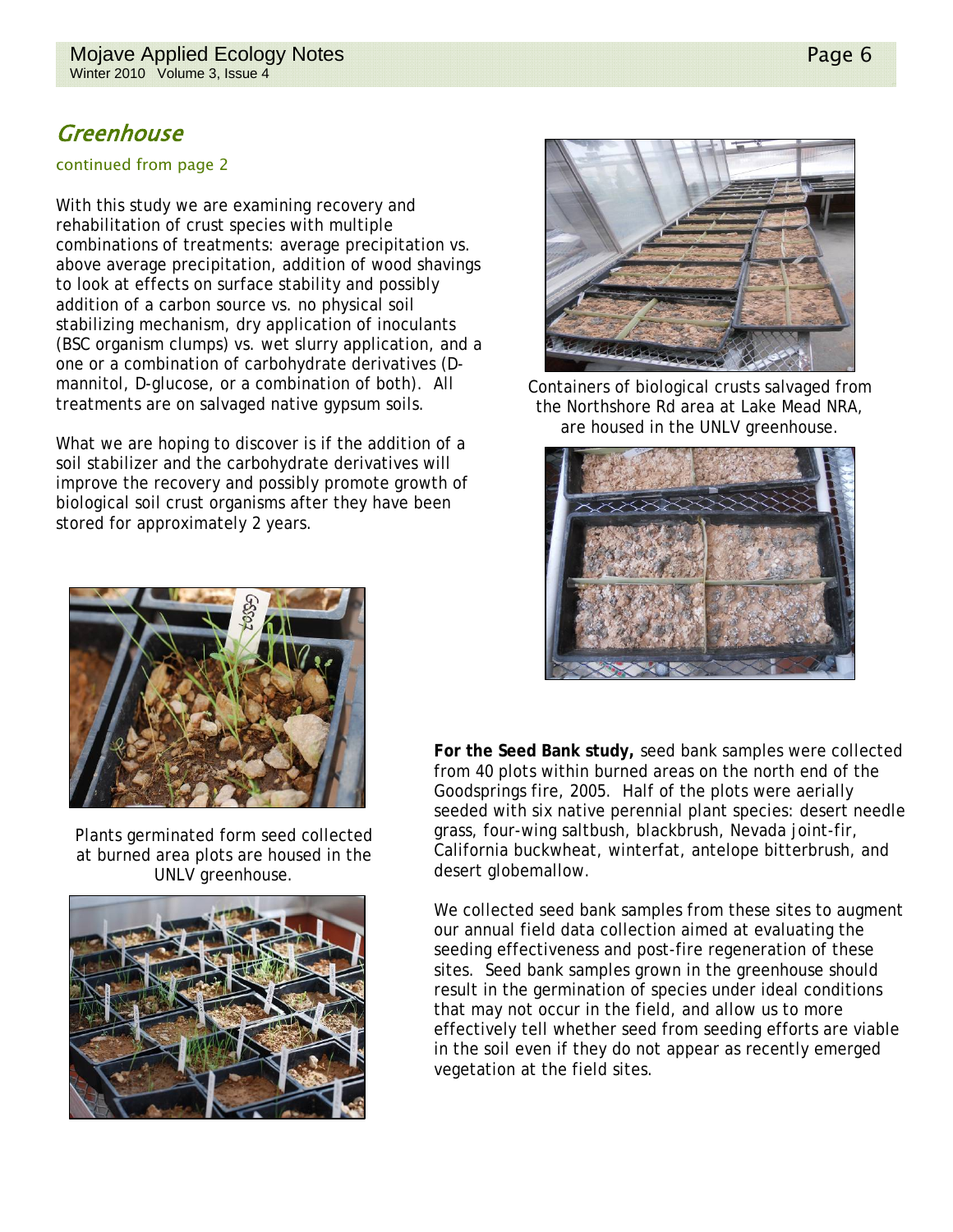## Greenhouse

continued from page 2

With this study we are examining recovery and rehabilitation of crust species with multiple combinations of treatments: average precipitation vs. above average precipitation, addition of wood shavings to look at effects on surface stability and possibly addition of a carbon source vs. no physical soil stabilizing mechanism, dry application of inoculants (BSC organism clumps) vs. wet slurry application, and a one or a combination of carbohydrate derivatives (D-mannitol, D-glucose, or a combination of both). All treatments are on salvaged native gypsum soils.

What we are hoping to discover is if the addition of a soil stabilizer and the carbohydrate derivatives will improve the recovery and possibly promote growth of biological soil crust organisms after they have been stored for approximately 2 years.

Containers of biological crusts salvaged from the Northshore Rd area at Lake Mead NRA, are housed in the UNLV greenhouse.

Plants germinated form seed collected at burned area plots are housed in the UNLV greenhouse.

**For the Seed Bank study,** seed bank samples were collected from 40 plots within burned areas on the north end of the Goodsprings fire, 2005. Half of the plots were aerially seeded with six native perennial plant species: desert needle grass, four-wing saltbush, blackbrush, Nevada joint-fir, California buckwheat, winterfat, antelope bitterbrush, and desert globemallow.

We collected seed bank samples from these sites to augment our annual field data collection aimed at evaluating the seeding effectiveness and post-fire regeneration of these sites. Seed bank samples grown in the greenhouse should result in the germination of species under ideal conditions that may not occur in the field, and allow us to more effectively tell whether seed from seeding efforts are viable in the soil even if they do not appear as recently emerged vegetation at the field sites.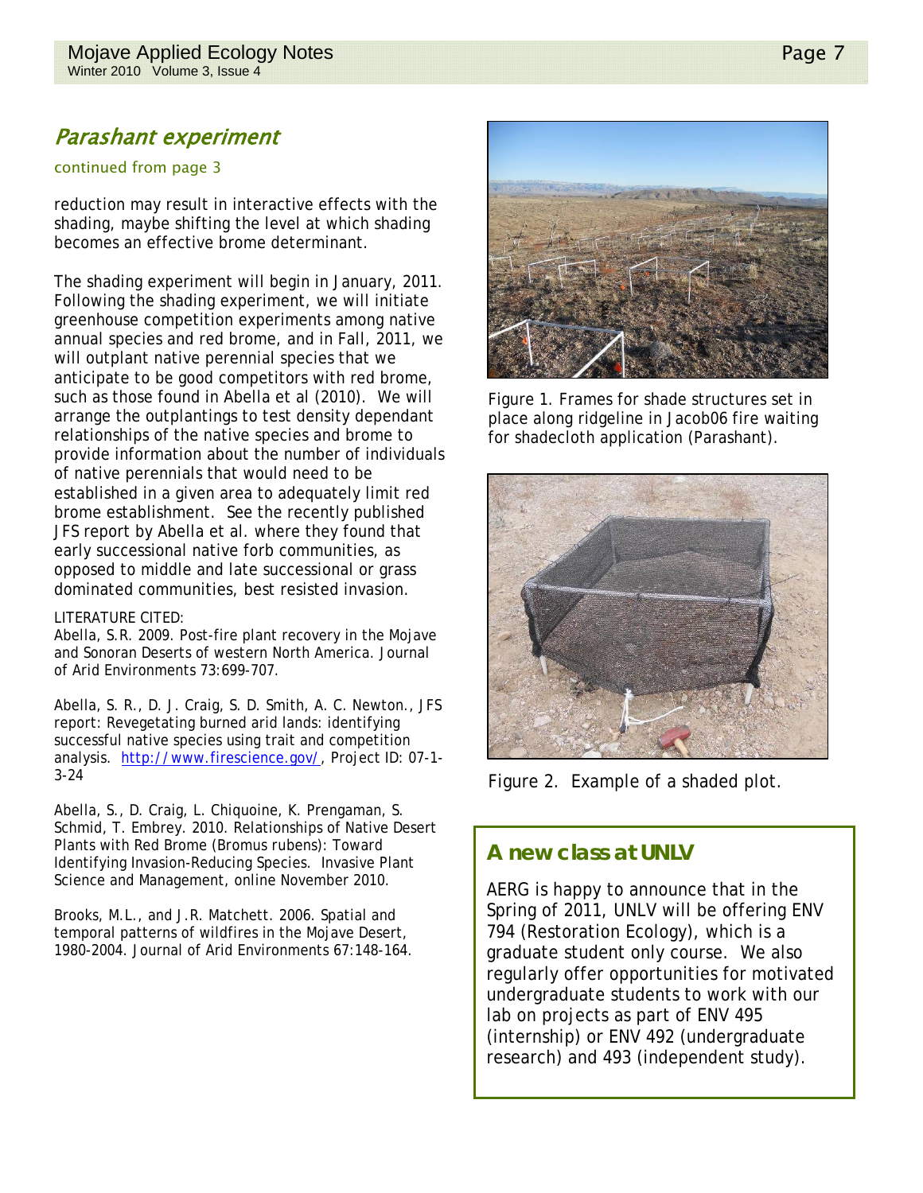## Parashant experiment

continued from page 3

reduction may result in interactive effects with the shading, maybe shifting the level at which shading becomes an effective brome determinant.

The shading experiment will begin in January, 2011. Following the shading experiment, we will initiate greenhouse competition experiments among native annual species and red brome, and in Fall, 2011, we will outplant native perennial species that we anticipate to be good competitors with red brome, such as those found in Abella et al (2010). We will arrange the outplantings to test density dependant relationships of the native species and brome to provide information about the number of individuals of native perennials that would need to be established in a given area to adequately limit red brome establishment. See the recently published JFS report by Abella et al. where they found that early successional native forb communities, as opposed to middle and late successional or grass dominated communities, best resisted invasion.

LITERATURE CITED:

Abella, S.R. 2009. Post-fire plant recovery in the Mojave and Sonoran Deserts of western North America. Journal of Arid Environments 73:699-707.

Abella, S. R., D. J. Craig, S. D. Smith, A. C. Newton., JFS report: Revegetating burned arid lands: identifying successful native species using trait and competition analysis. http://www.firescience.gov/, Project ID: 07-1-3-24

Abella, S., D. Craig, L. Chiquoine, K. Prengaman, S. Schmid, T. Embrey. 2010. Relationships of Native Desert Plants with Red Brome (Bromus rubens): Toward Identifying Invasion-Reducing Species. Invasive Plant Science and Management, online November 2010.

Brooks, M.L., and J.R. Matchett. 2006. Spatial and temporal patterns of wildfires in the Mojave Desert, 1980-2004. Journal of Arid Environments 67:148-164.

Figure 1. Frames for shade structures set in place along ridgeline in Jacob06 fire waiting for shadecloth application (Parashant).

Figure 2. Example of a shaded plot.

## A new class at UNLV

AERG is happy to announce that in the Spring of 2011, UNLV will be offering ENV 794 (Restoration Ecology), which is a graduate student only course. We also regularly offer opportunities for motivated undergraduate students to work with our lab on projects as part of ENV 495 (internship) or ENV 492 (undergraduate research) and 493 (independent study).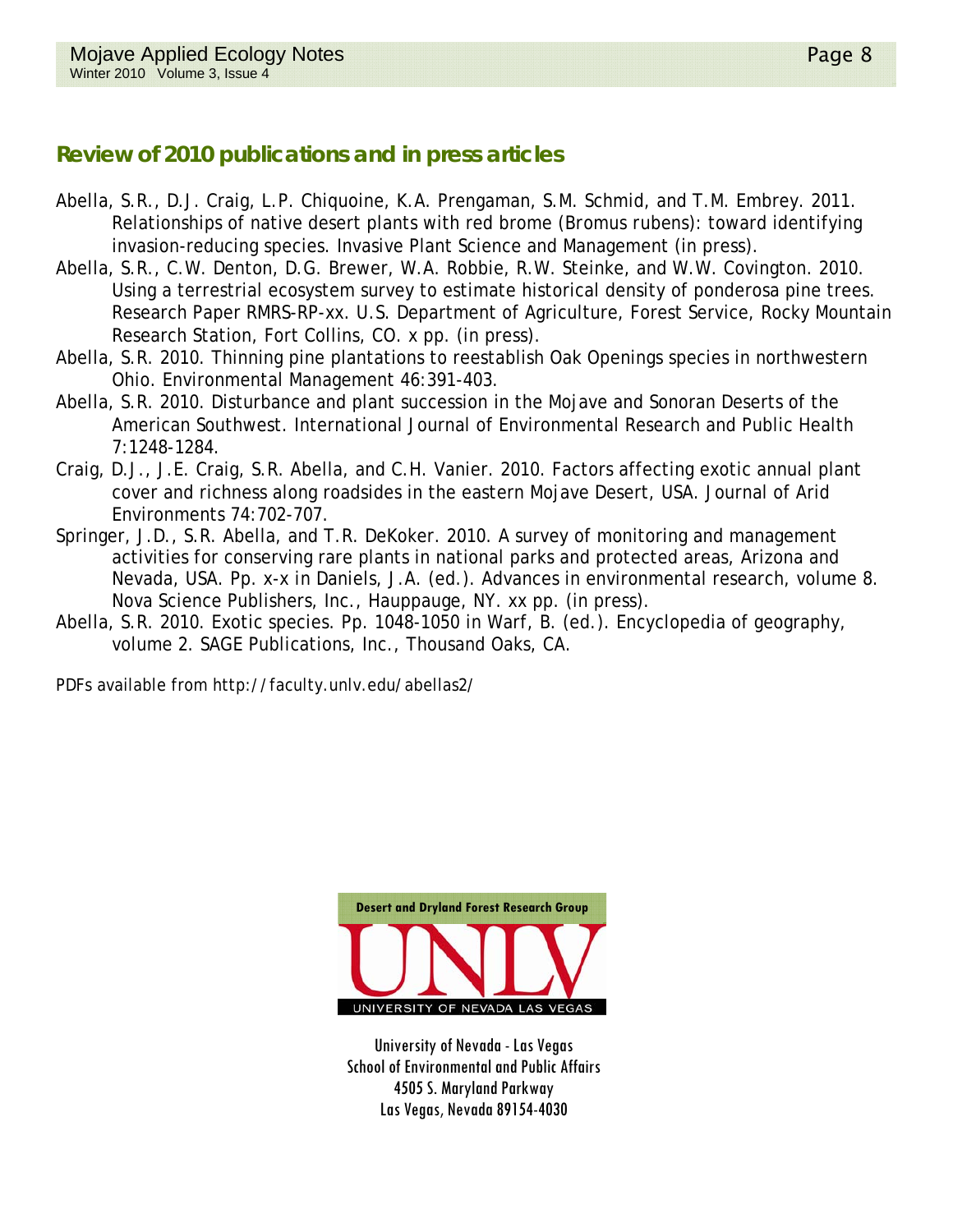## Review of 2010 publications and in press articles

Abella, S.R., D.J. Craig, L.P. Chiquoine, K.A. Prengaman, S.M. Schmid, and T.M. Embrey. 2011. Relationships of native desert plants with red brome (Bromus rubens): toward identifying invasion-reducing species. Invasive Plant Science and Management (in press).

Abella, S.R., C.W. Denton, D.G. Brewer, W.A. Robbie, R.W. Steinke, and W.W. Covington. 2010. Using a terrestrial ecosystem survey to estimate historical density of ponderosa pine trees. Research Paper RMRS-RP-xx. U.S. Department of Agriculture, Forest Service, Rocky Mountain Research Station, Fort Collins, CO. x pp. (in press).

Abella, S.R. 2010. Thinning pine plantations to reestablish Oak Openings species in northwestern Ohio. Environmental Management 46:391-403.

Abella, S.R. 2010. Disturbance and plant succession in the Mojave and Sonoran Deserts of the American Southwest. International Journal of Environmental Research and Public Health 7:1248-1284.

Craig, D.J., J.E. Craig, S.R. Abella, and C.H. Vanier. 2010. Factors affecting exotic annual plant cover and richness along roadsides in the eastern Mojave Desert, USA. Journal of Arid Environments 74:702-707.

Springer, J.D., S.R. Abella, and T.R. DeKoker. 2010. A survey of monitoring and management activities for conserving rare plants in national parks and protected areas, Arizona and Nevada, USA. Pp. x-x in Daniels, J.A. (ed.). Advances in environmental research, volume 8. Nova Science Publishers, Inc., Hauppauge, NY. xx pp. (in press).

Abella, S.R. 2010. Exotic species. Pp. 1048-1050 in Warf, B. (ed.). Encyclopedia of geography, volume 2. SAGE Publications, Inc., Thousand Oaks, CA.

PDFs available from http://faculty.unlv.edu/abellas2/

Desert and Dryland Forest Research Group

UNLV

UNIVERSITY OF NEVADA LAS VEGAS

University of Nevada - Las Vegas
School of Environmental and Public Affairs
4505 S. Maryland Parkway
Las Vegas, Nevada 89154-4030